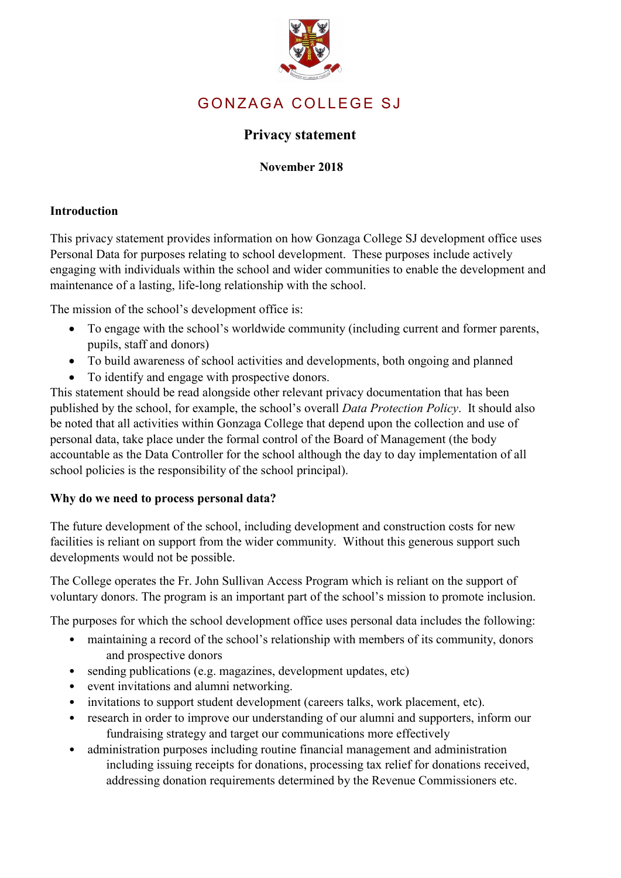# GONZAGA COLLEGE SJ

## Privacy statement

**November 2018**

### Introduction

This privacy statement provides information on how Gonzaga College SJ development office uses Personal Data for purposes relating to school development. These purposes include actively engaging with individuals within the school and wider communities to enable the development and maintenance of a lasting, life-long relationship with the school.

The mission of the school's development office is:

- To engage with the school's worldwide community (including current and former parents, pupils, staff and donors)
- To build awareness of school activities and developments, both ongoing and planned
- To identify and engage with prospective donors.

This statement should be read alongside other relevant privacy documentation that has been published by the school, for example, the school's overall *Data Protection Policy*. It should also be noted that all activities within Gonzaga College that depend upon the collection and use of personal data, take place under the formal control of the Board of Management (the body accountable as the Data Controller for the school although the day to day implementation of all school policies is the responsibility of the school principal).

### Why do we need to process personal data?

The future development of the school, including development and construction costs for new facilities is reliant on support from the wider community. Without this generous support such developments would not be possible.

The College operates the Fr. John Sullivan Access Program which is reliant on the support of voluntary donors. The program is an important part of the school's mission to promote inclusion.

The purposes for which the school development office uses personal data includes the following:

- maintaining a record of the school's relationship with members of its community, donors and prospective donors
- sending publications (e.g. magazines, development updates, etc)
- event invitations and alumni networking.
- invitations to support student development (careers talks, work placement, etc).
- research in order to improve our understanding of our alumni and supporters, inform our fundraising strategy and target our communications more effectively
- administration purposes including routine financial management and administration including issuing receipts for donations, processing tax relief for donations received, addressing donation requirements determined by the Revenue Commissioners etc.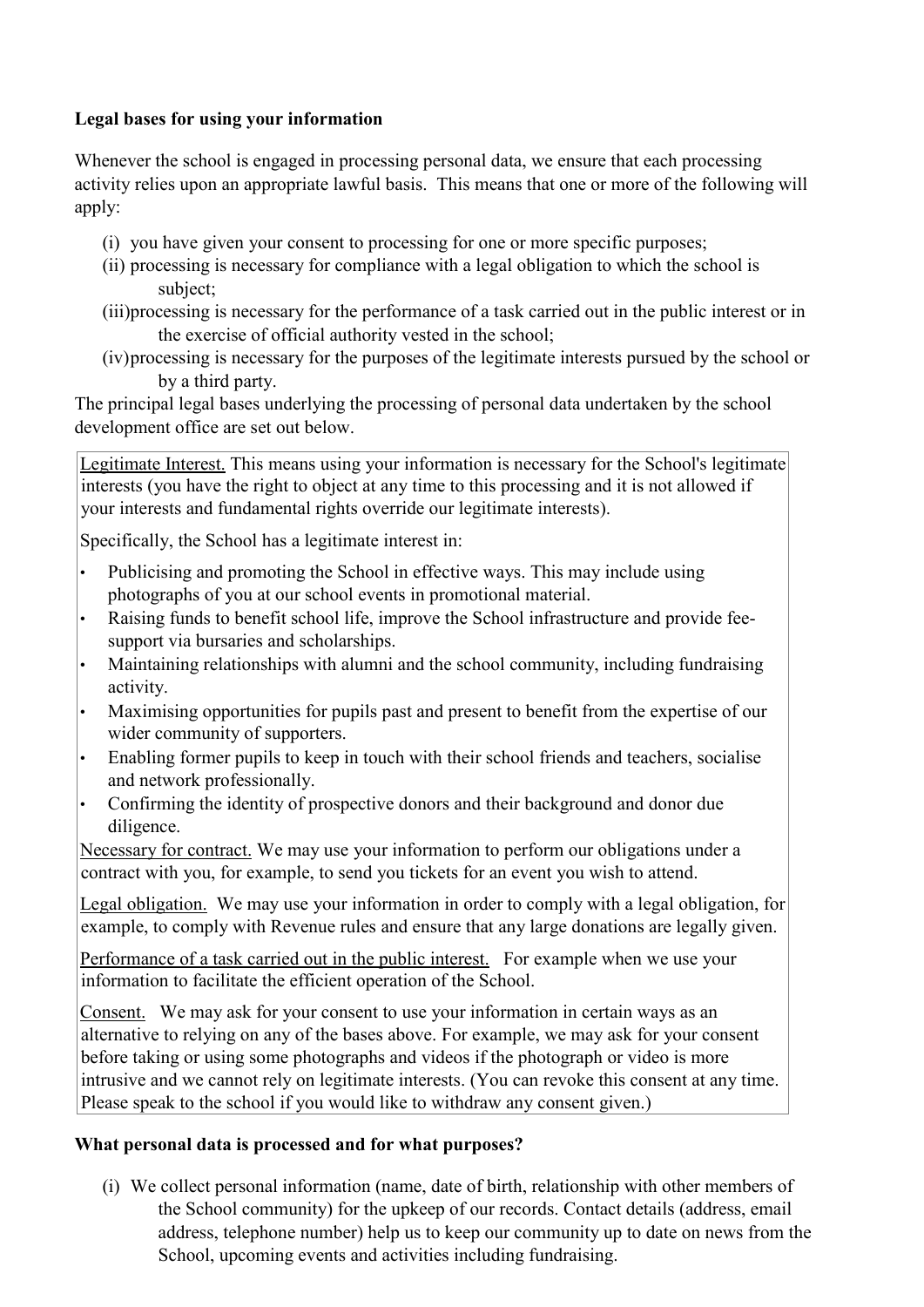**Legal bases for using your information**

Whenever the school is engaged in processing personal data, we ensure that each processing activity relies upon an appropriate lawful basis. This means that one or more of the following will apply:

(i) you have given your consent to processing for one or more specific purposes;
(ii) processing is necessary for compliance with a legal obligation to which the school is subject;
(iii) processing is necessary for the performance of a task carried out in the public interest or in the exercise of official authority vested in the school;
(iv) processing is necessary for the purposes of the legitimate interests pursued by the school or by a third party.

The principal legal bases underlying the processing of personal data undertaken by the school development office are set out below.

Legitimate Interest. This means using your information is necessary for the School's legitimate interests (you have the right to object at any time to this processing and it is not allowed if your interests and fundamental rights override our legitimate interests).

Specifically, the School has a legitimate interest in:

- Publicising and promoting the School in effective ways. This may include using photographs of you at our school events in promotional material.
- Raising funds to benefit school life, improve the School infrastructure and provide fee-support via bursaries and scholarships.
- Maintaining relationships with alumni and the school community, including fundraising activity.
- Maximising opportunities for pupils past and present to benefit from the expertise of our wider community of supporters.
- Enabling former pupils to keep in touch with their school friends and teachers, socialise and network professionally.
- Confirming the identity of prospective donors and their background and donor due diligence.

Necessary for contract. We may use your information to perform our obligations under a contract with you, for example, to send you tickets for an event you wish to attend.

Legal obligation. We may use your information in order to comply with a legal obligation, for example, to comply with Revenue rules and ensure that any large donations are legally given.

Performance of a task carried out in the public interest. For example when we use your information to facilitate the efficient operation of the School.

Consent. We may ask for your consent to use your information in certain ways as an alternative to relying on any of the bases above. For example, we may ask for your consent before taking or using some photographs and videos if the photograph or video is more intrusive and we cannot rely on legitimate interests. (You can revoke this consent at any time. Please speak to the school if you would like to withdraw any consent given.)

**What personal data is processed and for what purposes?**

(i) We collect personal information (name, date of birth, relationship with other members of the School community) for the upkeep of our records. Contact details (address, email address, telephone number) help us to keep our community up to date on news from the School, upcoming events and activities including fundraising.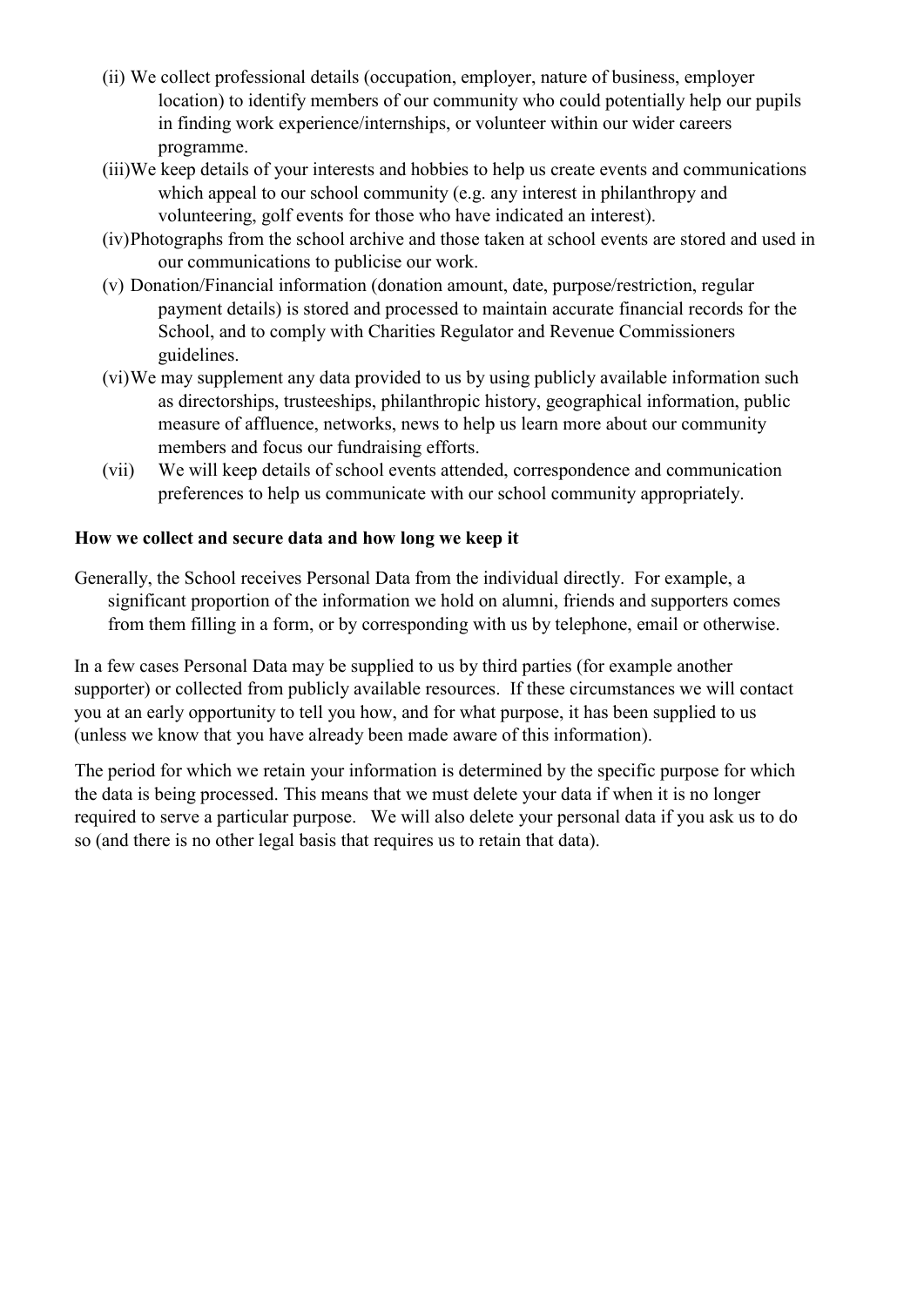(ii) We collect professional details (occupation, employer, nature of business, employer location) to identify members of our community who could potentially help our pupils in finding work experience/internships, or volunteer within our wider careers programme.

(iii) We keep details of your interests and hobbies to help us create events and communications which appeal to our school community (e.g. any interest in philanthropy and volunteering, golf events for those who have indicated an interest).

(iv) Photographs from the school archive and those taken at school events are stored and used in our communications to publicise our work.

(v) Donation/Financial information (donation amount, date, purpose/restriction, regular payment details) is stored and processed to maintain accurate financial records for the School, and to comply with Charities Regulator and Revenue Commissioners guidelines.

(vi) We may supplement any data provided to us by using publicly available information such as directorships, trusteeships, philanthropic history, geographical information, public measure of affluence, networks, news to help us learn more about our community members and focus our fundraising efforts.

(vii) We will keep details of school events attended, correspondence and communication preferences to help us communicate with our school community appropriately.

**How we collect and secure data and how long we keep it**

Generally, the School receives Personal Data from the individual directly. For example, a significant proportion of the information we hold on alumni, friends and supporters comes from them filling in a form, or by corresponding with us by telephone, email or otherwise.

In a few cases Personal Data may be supplied to us by third parties (for example another supporter) or collected from publicly available resources. If these circumstances we will contact you at an early opportunity to tell you how, and for what purpose, it has been supplied to us (unless we know that you have already been made aware of this information).

The period for which we retain your information is determined by the specific purpose for which the data is being processed. This means that we must delete your data if when it is no longer required to serve a particular purpose. We will also delete your personal data if you ask us to do so (and there is no other legal basis that requires us to retain that data).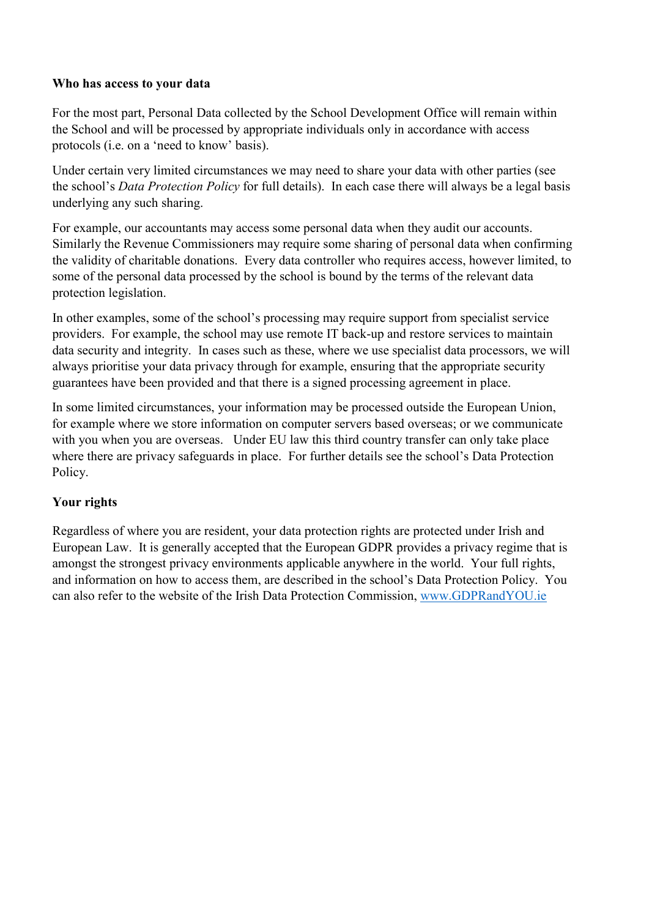**Who has access to your data**

For the most part, Personal Data collected by the School Development Office will remain within the School and will be processed by appropriate individuals only in accordance with access protocols (i.e. on a 'need to know' basis).

Under certain very limited circumstances we may need to share your data with other parties (see the school's *Data Protection Policy* for full details). In each case there will always be a legal basis underlying any such sharing.

For example, our accountants may access some personal data when they audit our accounts. Similarly the Revenue Commissioners may require some sharing of personal data when confirming the validity of charitable donations. Every data controller who requires access, however limited, to some of the personal data processed by the school is bound by the terms of the relevant data protection legislation.

In other examples, some of the school's processing may require support from specialist service providers. For example, the school may use remote IT back-up and restore services to maintain data security and integrity. In cases such as these, where we use specialist data processors, we will always prioritise your data privacy through for example, ensuring that the appropriate security guarantees have been provided and that there is a signed processing agreement in place.

In some limited circumstances, your information may be processed outside the European Union, for example where we store information on computer servers based overseas; or we communicate with you when you are overseas. Under EU law this third country transfer can only take place where there are privacy safeguards in place. For further details see the school's Data Protection Policy.

**Your rights**

Regardless of where you are resident, your data protection rights are protected under Irish and European Law. It is generally accepted that the European GDPR provides a privacy regime that is amongst the strongest privacy environments applicable anywhere in the world. Your full rights, and information on how to access them, are described in the school's Data Protection Policy. You can also refer to the website of the Irish Data Protection Commission, www.GDPRandYOU.ie